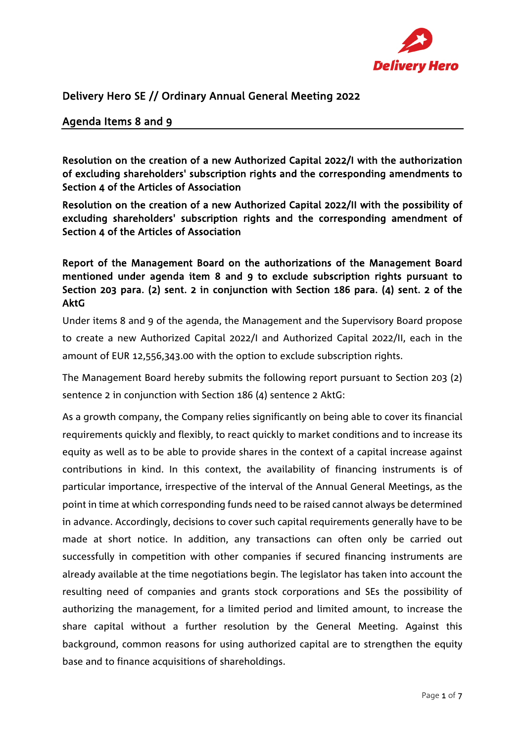## Delivery Hero SE // Ordinary Annual General Meeting 2022

## Agenda Items 8 and 9

**Resolution on the creation of a new Authorized Capital 2022/I with the authorization of excluding shareholders' subscription rights and the corresponding amendments to Section 4 of the Articles of Association**

**Resolution on the creation of a new Authorized Capital 2022/II with the possibility of excluding shareholders' subscription rights and the corresponding amendment of Section 4 of the Articles of Association**

### Report of the Management Board on the authorizations of the Management Board mentioned under agenda item 8 and 9 to exclude subscription rights pursuant to Section 203 para. (2) sent. 2 in conjunction with Section 186 para. (4) sent. 2 of the AktG

Under items 8 and 9 of the agenda, the Management and the Supervisory Board propose to create a new Authorized Capital 2022/I and Authorized Capital 2022/II, each in the amount of EUR 12,556,343.00 with the option to exclude subscription rights.

The Management Board hereby submits the following report pursuant to Section 203 (2) sentence 2 in conjunction with Section 186 (4) sentence 2 AktG:

As a growth company, the Company relies significantly on being able to cover its financial requirements quickly and flexibly, to react quickly to market conditions and to increase its equity as well as to be able to provide shares in the context of a capital increase against contributions in kind. In this context, the availability of financing instruments is of particular importance, irrespective of the interval of the Annual General Meetings, as the point in time at which corresponding funds need to be raised cannot always be determined in advance. Accordingly, decisions to cover such capital requirements generally have to be made at short notice. In addition, any transactions can often only be carried out successfully in competition with other companies if secured financing instruments are already available at the time negotiations begin. The legislator has taken into account the resulting need of companies and grants stock corporations and SEs the possibility of authorizing the management, for a limited period and limited amount, to increase the share capital without a further resolution by the General Meeting. Against this background, common reasons for using authorized capital are to strengthen the equity base and to finance acquisitions of shareholdings.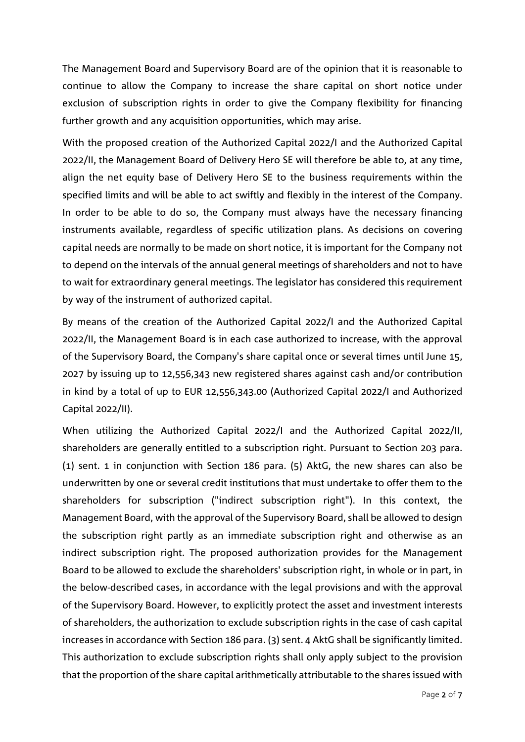The Management Board and Supervisory Board are of the opinion that it is reasonable to continue to allow the Company to increase the share capital on short notice under exclusion of subscription rights in order to give the Company flexibility for financing further growth and any acquisition opportunities, which may arise.

With the proposed creation of the Authorized Capital 2022/I and the Authorized Capital 2022/II, the Management Board of Delivery Hero SE will therefore be able to, at any time, align the net equity base of Delivery Hero SE to the business requirements within the specified limits and will be able to act swiftly and flexibly in the interest of the Company. In order to be able to do so, the Company must always have the necessary financing instruments available, regardless of specific utilization plans. As decisions on covering capital needs are normally to be made on short notice, it is important for the Company not to depend on the intervals of the annual general meetings of shareholders and not to have to wait for extraordinary general meetings. The legislator has considered this requirement by way of the instrument of authorized capital.

By means of the creation of the Authorized Capital 2022/I and the Authorized Capital 2022/II, the Management Board is in each case authorized to increase, with the approval of the Supervisory Board, the Company's share capital once or several times until June 15, 2027 by issuing up to 12,556,343 new registered shares against cash and/or contribution in kind by a total of up to EUR 12,556,343.00 (Authorized Capital 2022/I and Authorized Capital 2022/II).

When utilizing the Authorized Capital 2022/I and the Authorized Capital 2022/II, shareholders are generally entitled to a subscription right. Pursuant to Section 203 para. (1) sent. 1 in conjunction with Section 186 para. (5) AktG, the new shares can also be underwritten by one or several credit institutions that must undertake to offer them to the shareholders for subscription ("indirect subscription right"). In this context, the Management Board, with the approval of the Supervisory Board, shall be allowed to design the subscription right partly as an immediate subscription right and otherwise as an indirect subscription right. The proposed authorization provides for the Management Board to be allowed to exclude the shareholders' subscription right, in whole or in part, in the below-described cases, in accordance with the legal provisions and with the approval of the Supervisory Board. However, to explicitly protect the asset and investment interests of shareholders, the authorization to exclude subscription rights in the case of cash capital increases in accordance with Section 186 para. (3) sent. 4 AktG shall be significantly limited. This authorization to exclude subscription rights shall only apply subject to the provision that the proportion of the share capital arithmetically attributable to the shares issued with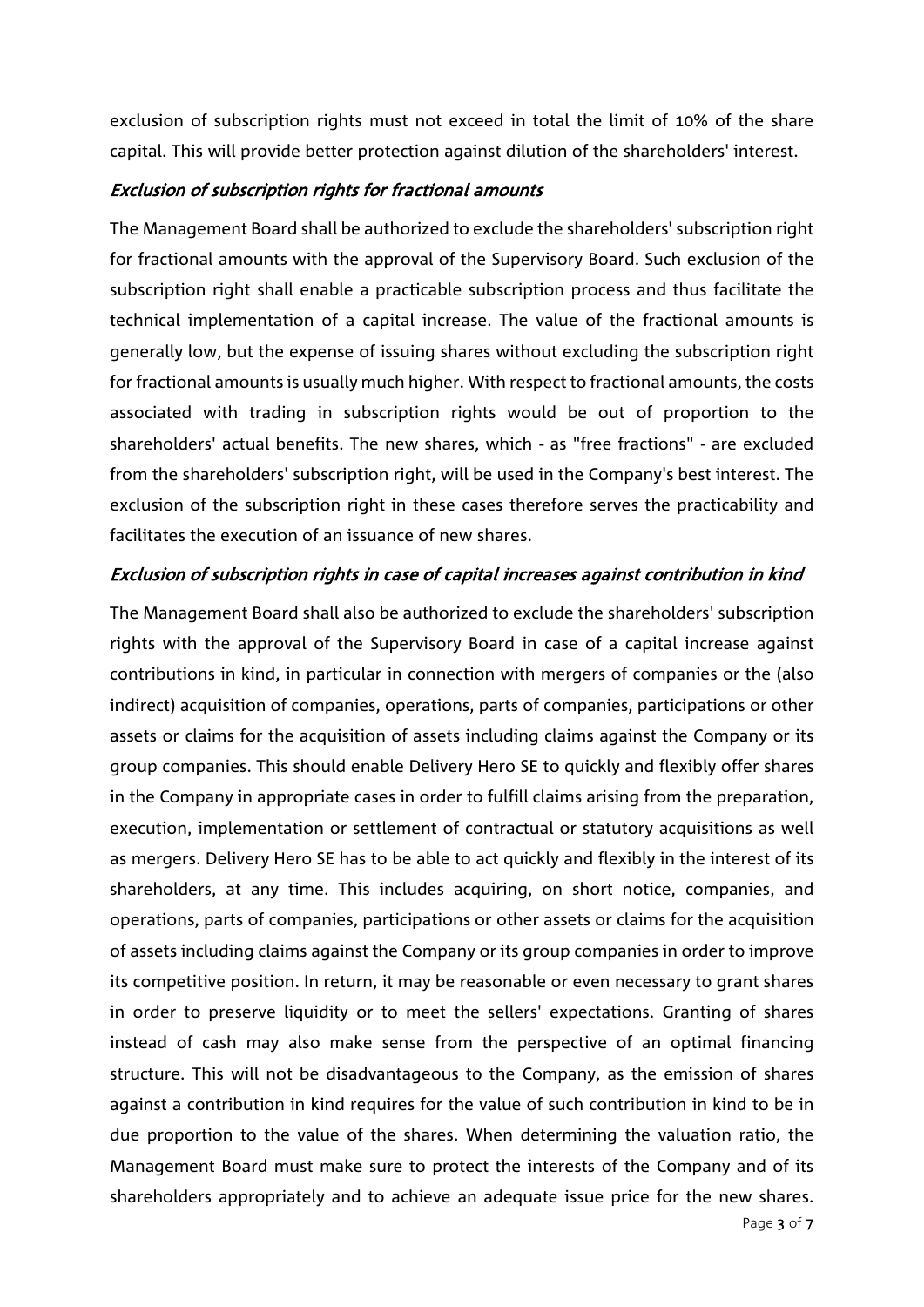exclusion of subscription rights must not exceed in total the limit of 10% of the share capital. This will provide better protection against dilution of the shareholders' interest.

### *Exclusion of subscription rights for fractional amounts*

The Management Board shall be authorized to exclude the shareholders' subscription right for fractional amounts with the approval of the Supervisory Board. Such exclusion of the subscription right shall enable a practicable subscription process and thus facilitate the technical implementation of a capital increase. The value of the fractional amounts is generally low, but the expense of issuing shares without excluding the subscription right for fractional amounts is usually much higher. With respect to fractional amounts, the costs associated with trading in subscription rights would be out of proportion to the shareholders' actual benefits. The new shares, which - as "free fractions" - are excluded from the shareholders' subscription right, will be used in the Company's best interest. The exclusion of the subscription right in these cases therefore serves the practicability and facilitates the execution of an issuance of new shares.

### *Exclusion of subscription rights in case of capital increases against contribution in kind*

The Management Board shall also be authorized to exclude the shareholders' subscription rights with the approval of the Supervisory Board in case of a capital increase against contributions in kind, in particular in connection with mergers of companies or the (also indirect) acquisition of companies, operations, parts of companies, participations or other assets or claims for the acquisition of assets including claims against the Company or its group companies. This should enable Delivery Hero SE to quickly and flexibly offer shares in the Company in appropriate cases in order to fulfill claims arising from the preparation, execution, implementation or settlement of contractual or statutory acquisitions as well as mergers. Delivery Hero SE has to be able to act quickly and flexibly in the interest of its shareholders, at any time. This includes acquiring, on short notice, companies, and operations, parts of companies, participations or other assets or claims for the acquisition of assets including claims against the Company or its group companies in order to improve its competitive position. In return, it may be reasonable or even necessary to grant shares in order to preserve liquidity or to meet the sellers' expectations. Granting of shares instead of cash may also make sense from the perspective of an optimal financing structure. This will not be disadvantageous to the Company, as the emission of shares against a contribution in kind requires for the value of such contribution in kind to be in due proportion to the value of the shares. When determining the valuation ratio, the Management Board must make sure to protect the interests of the Company and of its shareholders appropriately and to achieve an adequate issue price for the new shares.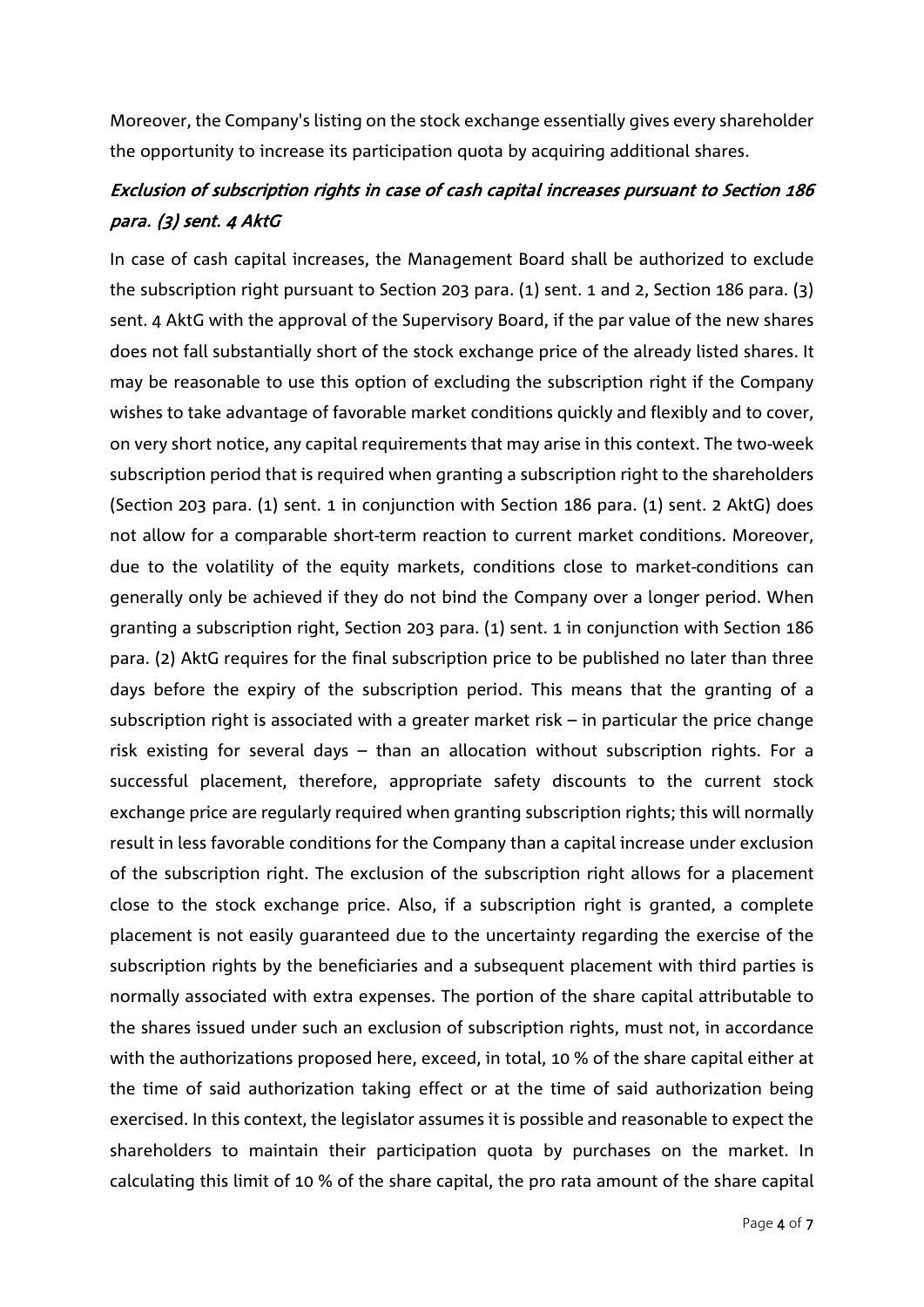Moreover, the Company's listing on the stock exchange essentially gives every shareholder the opportunity to increase its participation quota by acquiring additional shares.

### *Exclusion of subscription rights in case of cash capital increases pursuant to Section 186 para. (3) sent. 4 AktG*

In case of cash capital increases, the Management Board shall be authorized to exclude the subscription right pursuant to Section 203 para. (1) sent. 1 and 2, Section 186 para. (3) sent. 4 AktG with the approval of the Supervisory Board, if the par value of the new shares does not fall substantially short of the stock exchange price of the already listed shares. It may be reasonable to use this option of excluding the subscription right if the Company wishes to take advantage of favorable market conditions quickly and flexibly and to cover, on very short notice, any capital requirements that may arise in this context. The two-week subscription period that is required when granting a subscription right to the shareholders (Section 203 para. (1) sent. 1 in conjunction with Section 186 para. (1) sent. 2 AktG) does not allow for a comparable short-term reaction to current market conditions. Moreover, due to the volatility of the equity markets, conditions close to market-conditions can generally only be achieved if they do not bind the Company over a longer period. When granting a subscription right, Section 203 para. (1) sent. 1 in conjunction with Section 186 para. (2) AktG requires for the final subscription price to be published no later than three days before the expiry of the subscription period. This means that the granting of a subscription right is associated with a greater market risk – in particular the price change risk existing for several days – than an allocation without subscription rights. For a successful placement, therefore, appropriate safety discounts to the current stock exchange price are regularly required when granting subscription rights; this will normally result in less favorable conditions for the Company than a capital increase under exclusion of the subscription right. The exclusion of the subscription right allows for a placement close to the stock exchange price. Also, if a subscription right is granted, a complete placement is not easily guaranteed due to the uncertainty regarding the exercise of the subscription rights by the beneficiaries and a subsequent placement with third parties is normally associated with extra expenses. The portion of the share capital attributable to the shares issued under such an exclusion of subscription rights, must not, in accordance with the authorizations proposed here, exceed, in total, 10 % of the share capital either at the time of said authorization taking effect or at the time of said authorization being exercised. In this context, the legislator assumes it is possible and reasonable to expect the shareholders to maintain their participation quota by purchases on the market. In calculating this limit of 10 % of the share capital, the pro rata amount of the share capital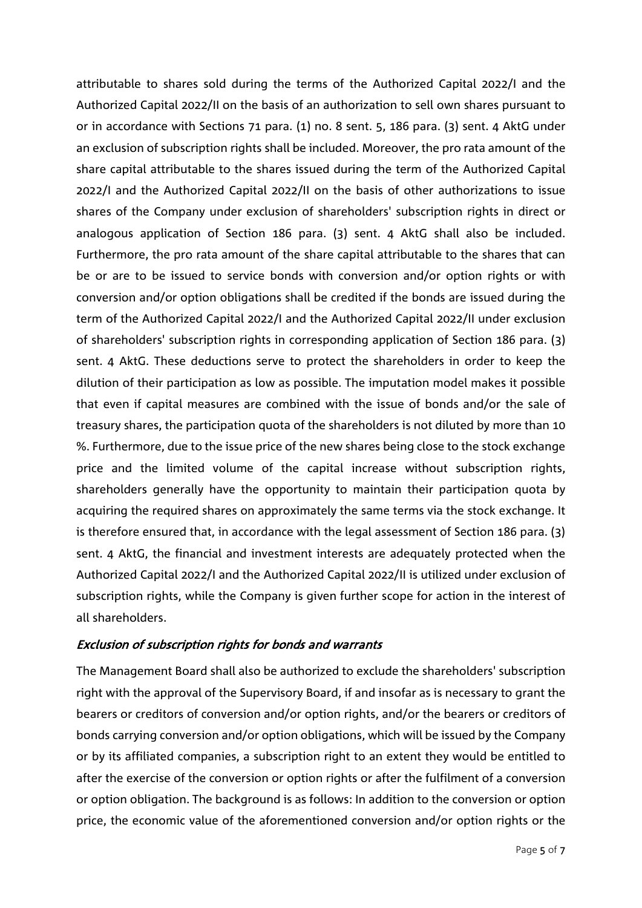attributable to shares sold during the terms of the Authorized Capital 2022/I and the Authorized Capital 2022/II on the basis of an authorization to sell own shares pursuant to or in accordance with Sections 71 para. (1) no. 8 sent. 5, 186 para. (3) sent. 4 AktG under an exclusion of subscription rights shall be included. Moreover, the pro rata amount of the share capital attributable to the shares issued during the term of the Authorized Capital 2022/I and the Authorized Capital 2022/II on the basis of other authorizations to issue shares of the Company under exclusion of shareholders' subscription rights in direct or analogous application of Section 186 para. (3) sent. 4 AktG shall also be included. Furthermore, the pro rata amount of the share capital attributable to the shares that can be or are to be issued to service bonds with conversion and/or option rights or with conversion and/or option obligations shall be credited if the bonds are issued during the term of the Authorized Capital 2022/I and the Authorized Capital 2022/II under exclusion of shareholders' subscription rights in corresponding application of Section 186 para. (3) sent. 4 AktG. These deductions serve to protect the shareholders in order to keep the dilution of their participation as low as possible. The imputation model makes it possible that even if capital measures are combined with the issue of bonds and/or the sale of treasury shares, the participation quota of the shareholders is not diluted by more than 10 %. Furthermore, due to the issue price of the new shares being close to the stock exchange price and the limited volume of the capital increase without subscription rights, shareholders generally have the opportunity to maintain their participation quota by acquiring the required shares on approximately the same terms via the stock exchange. It is therefore ensured that, in accordance with the legal assessment of Section 186 para. (3) sent. 4 AktG, the financial and investment interests are adequately protected when the Authorized Capital 2022/I and the Authorized Capital 2022/II is utilized under exclusion of subscription rights, while the Company is given further scope for action in the interest of all shareholders.

*Exclusion of subscription rights for bonds and warrants*

The Management Board shall also be authorized to exclude the shareholders' subscription right with the approval of the Supervisory Board, if and insofar as is necessary to grant the bearers or creditors of conversion and/or option rights, and/or the bearers or creditors of bonds carrying conversion and/or option obligations, which will be issued by the Company or by its affiliated companies, a subscription right to an extent they would be entitled to after the exercise of the conversion or option rights or after the fulfilment of a conversion or option obligation. The background is as follows: In addition to the conversion or option price, the economic value of the aforementioned conversion and/or option rights or the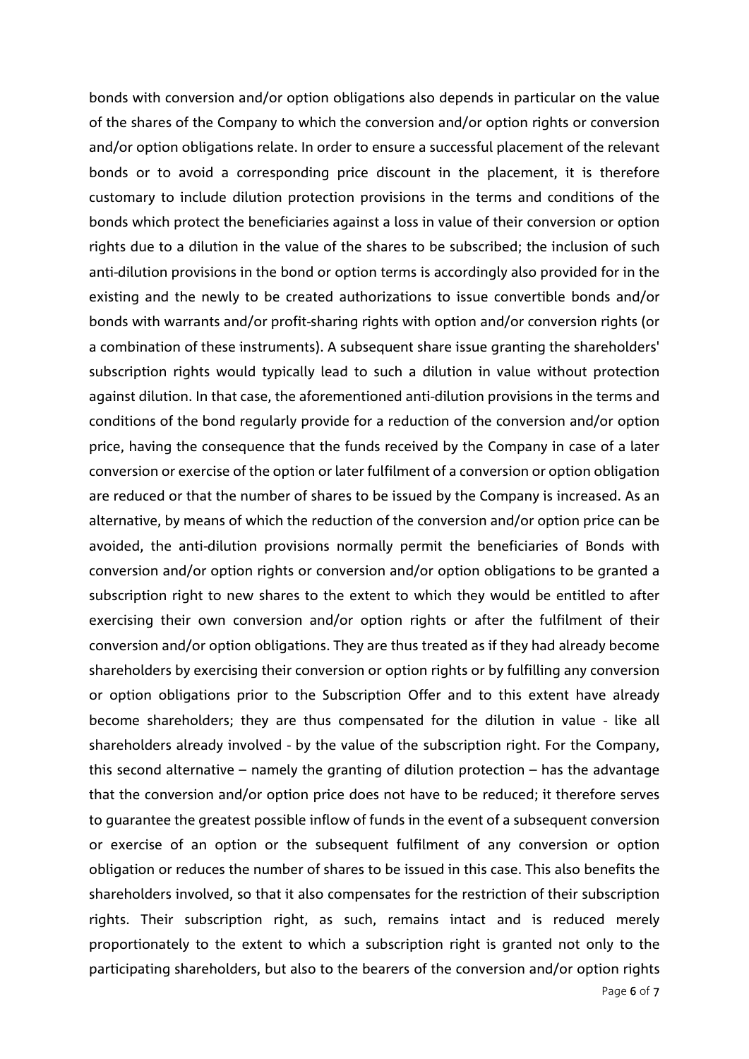bonds with conversion and/or option obligations also depends in particular on the value of the shares of the Company to which the conversion and/or option rights or conversion and/or option obligations relate. In order to ensure a successful placement of the relevant bonds or to avoid a corresponding price discount in the placement, it is therefore customary to include dilution protection provisions in the terms and conditions of the bonds which protect the beneficiaries against a loss in value of their conversion or option rights due to a dilution in the value of the shares to be subscribed; the inclusion of such anti-dilution provisions in the bond or option terms is accordingly also provided for in the existing and the newly to be created authorizations to issue convertible bonds and/or bonds with warrants and/or profit-sharing rights with option and/or conversion rights (or a combination of these instruments). A subsequent share issue granting the shareholders' subscription rights would typically lead to such a dilution in value without protection against dilution. In that case, the aforementioned anti-dilution provisions in the terms and conditions of the bond regularly provide for a reduction of the conversion and/or option price, having the consequence that the funds received by the Company in case of a later conversion or exercise of the option or later fulfilment of a conversion or option obligation are reduced or that the number of shares to be issued by the Company is increased. As an alternative, by means of which the reduction of the conversion and/or option price can be avoided, the anti-dilution provisions normally permit the beneficiaries of Bonds with conversion and/or option rights or conversion and/or option obligations to be granted a subscription right to new shares to the extent to which they would be entitled to after exercising their own conversion and/or option rights or after the fulfilment of their conversion and/or option obligations. They are thus treated as if they had already become shareholders by exercising their conversion or option rights or by fulfilling any conversion or option obligations prior to the Subscription Offer and to this extent have already become shareholders; they are thus compensated for the dilution in value - like all shareholders already involved - by the value of the subscription right. For the Company, this second alternative – namely the granting of dilution protection – has the advantage that the conversion and/or option price does not have to be reduced; it therefore serves to guarantee the greatest possible inflow of funds in the event of a subsequent conversion or exercise of an option or the subsequent fulfilment of any conversion or option obligation or reduces the number of shares to be issued in this case. This also benefits the shareholders involved, so that it also compensates for the restriction of their subscription rights. Their subscription right, as such, remains intact and is reduced merely proportionately to the extent to which a subscription right is granted not only to the participating shareholders, but also to the bearers of the conversion and/or option rights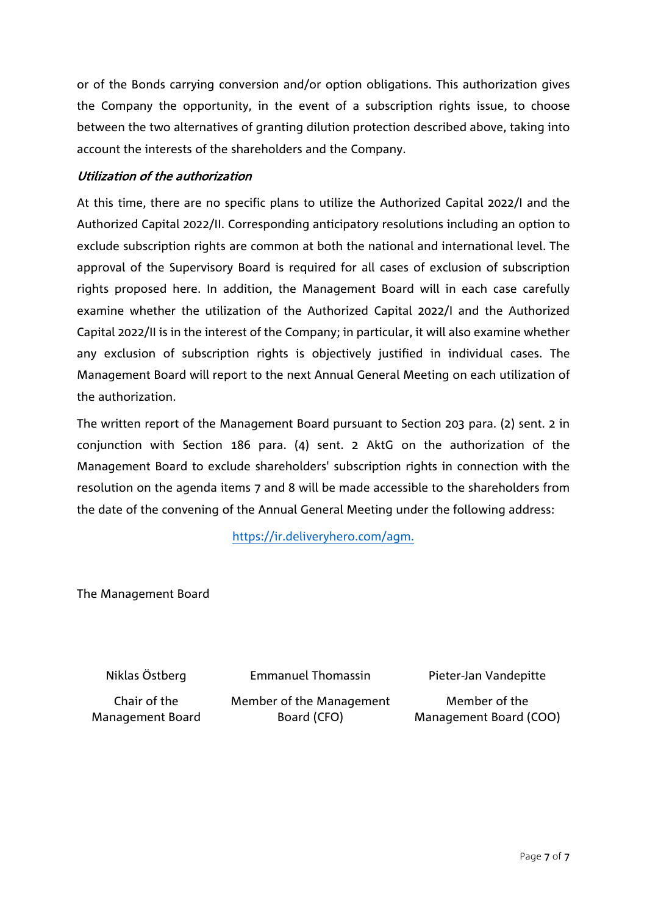or of the Bonds carrying conversion and/or option obligations. This authorization gives the Company the opportunity, in the event of a subscription rights issue, to choose between the two alternatives of granting dilution protection described above, taking into account the interests of the shareholders and the Company.

### *Utilization of the authorization*

At this time, there are no specific plans to utilize the Authorized Capital 2022/I and the Authorized Capital 2022/II. Corresponding anticipatory resolutions including an option to exclude subscription rights are common at both the national and international level. The approval of the Supervisory Board is required for all cases of exclusion of subscription rights proposed here. In addition, the Management Board will in each case carefully examine whether the utilization of the Authorized Capital 2022/I and the Authorized Capital 2022/II is in the interest of the Company; in particular, it will also examine whether any exclusion of subscription rights is objectively justified in individual cases. The Management Board will report to the next Annual General Meeting on each utilization of the authorization.

The written report of the Management Board pursuant to Section 203 para. (2) sent. 2 in conjunction with Section 186 para. (4) sent. 2 AktG on the authorization of the Management Board to exclude shareholders' subscription rights in connection with the resolution on the agenda items 7 and 8 will be made accessible to the shareholders from the date of the convening of the Annual General Meeting under the following address:

https://ir.deliveryhero.com/agm.

The Management Board

| Niklas Östberg | Emmanuel Thomassin | Pieter-Jan Vandepitte |
| --- | --- | --- |
| Chair of the Management Board | Member of the Management Board (CFO) | Member of the Management Board (COO) |